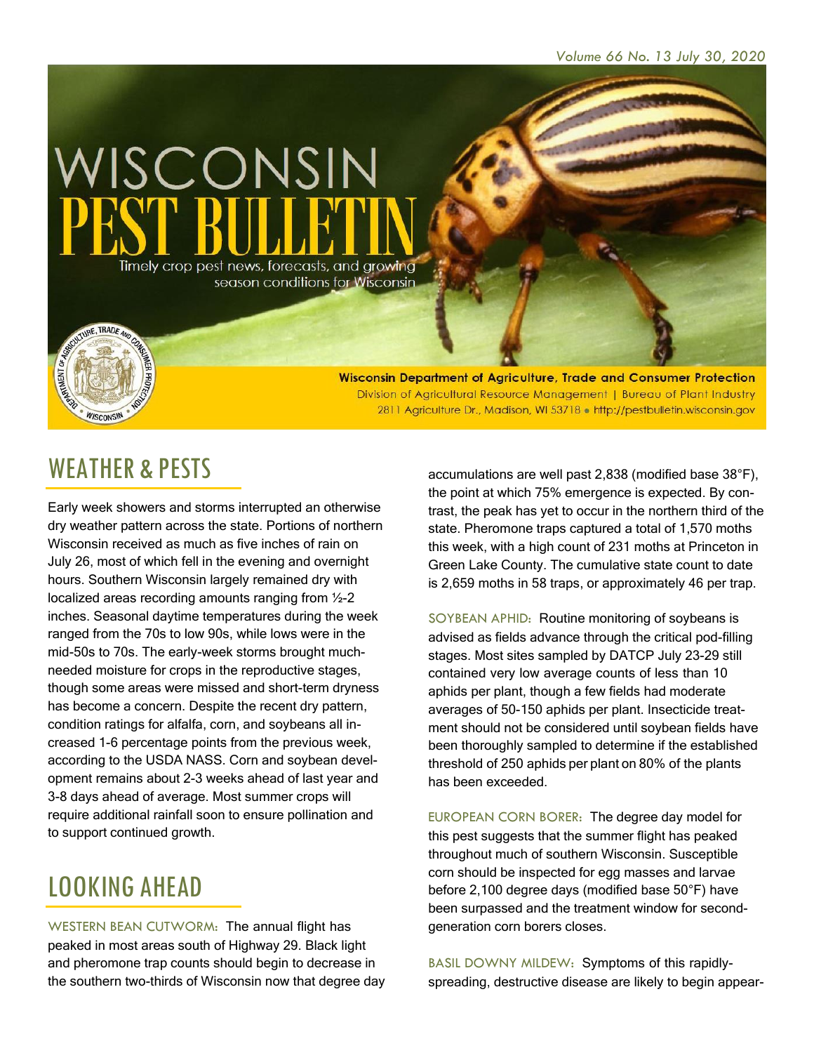Volume 66 No. 13 July 30, 2020

# WISCONSIN PEST BULLETIN

Timely crop pest news, forecasts, and growing season conditions for Wisconsin

**Wisconsin Department of Agriculture, Trade and Consumer Protection**
Division of Agricultural Resource Management | Bureau of Plant Industry
2811 Agriculture Dr., Madison, WI 53718 • http://pestbulletin.wisconsin.gov

## WEATHER & PESTS

Early week showers and storms interrupted an otherwise dry weather pattern across the state. Portions of northern Wisconsin received as much as five inches of rain on July 26, most of which fell in the evening and overnight hours. Southern Wisconsin largely remained dry with localized areas recording amounts ranging from ½-2 inches. Seasonal daytime temperatures during the week ranged from the 70s to low 90s, while lows were in the mid-50s to 70s. The early-week storms brought much-needed moisture for crops in the reproductive stages, though some areas were missed and short-term dryness has become a concern. Despite the recent dry pattern, condition ratings for alfalfa, corn, and soybeans all increased 1-6 percentage points from the previous week, according to the USDA NASS. Corn and soybean development remains about 2-3 weeks ahead of last year and 3-8 days ahead of average. Most summer crops will require additional rainfall soon to ensure pollination and to support continued growth.

## LOOKING AHEAD

WESTERN BEAN CUTWORM: The annual flight has peaked in most areas south of Highway 29. Black light and pheromone trap counts should begin to decrease in the southern two-thirds of Wisconsin now that degree day accumulations are well past 2,838 (modified base 38°F), the point at which 75% emergence is expected. By contrast, the peak has yet to occur in the northern third of the state. Pheromone traps captured a total of 1,570 moths this week, with a high count of 231 moths at Princeton in Green Lake County. The cumulative state count to date is 2,659 moths in 58 traps, or approximately 46 per trap.

SOYBEAN APHID: Routine monitoring of soybeans is advised as fields advance through the critical pod-filling stages. Most sites sampled by DATCP July 23-29 still contained very low average counts of less than 10 aphids per plant, though a few fields had moderate averages of 50-150 aphids per plant. Insecticide treatment should not be considered until soybean fields have been thoroughly sampled to determine if the established threshold of 250 aphids per plant on 80% of the plants has been exceeded.

EUROPEAN CORN BORER: The degree day model for this pest suggests that the summer flight has peaked throughout much of southern Wisconsin. Susceptible corn should be inspected for egg masses and larvae before 2,100 degree days (modified base 50°F) have been surpassed and the treatment window for second-generation corn borers closes.

BASIL DOWNY MILDEW: Symptoms of this rapidly-spreading, destructive disease are likely to begin appear-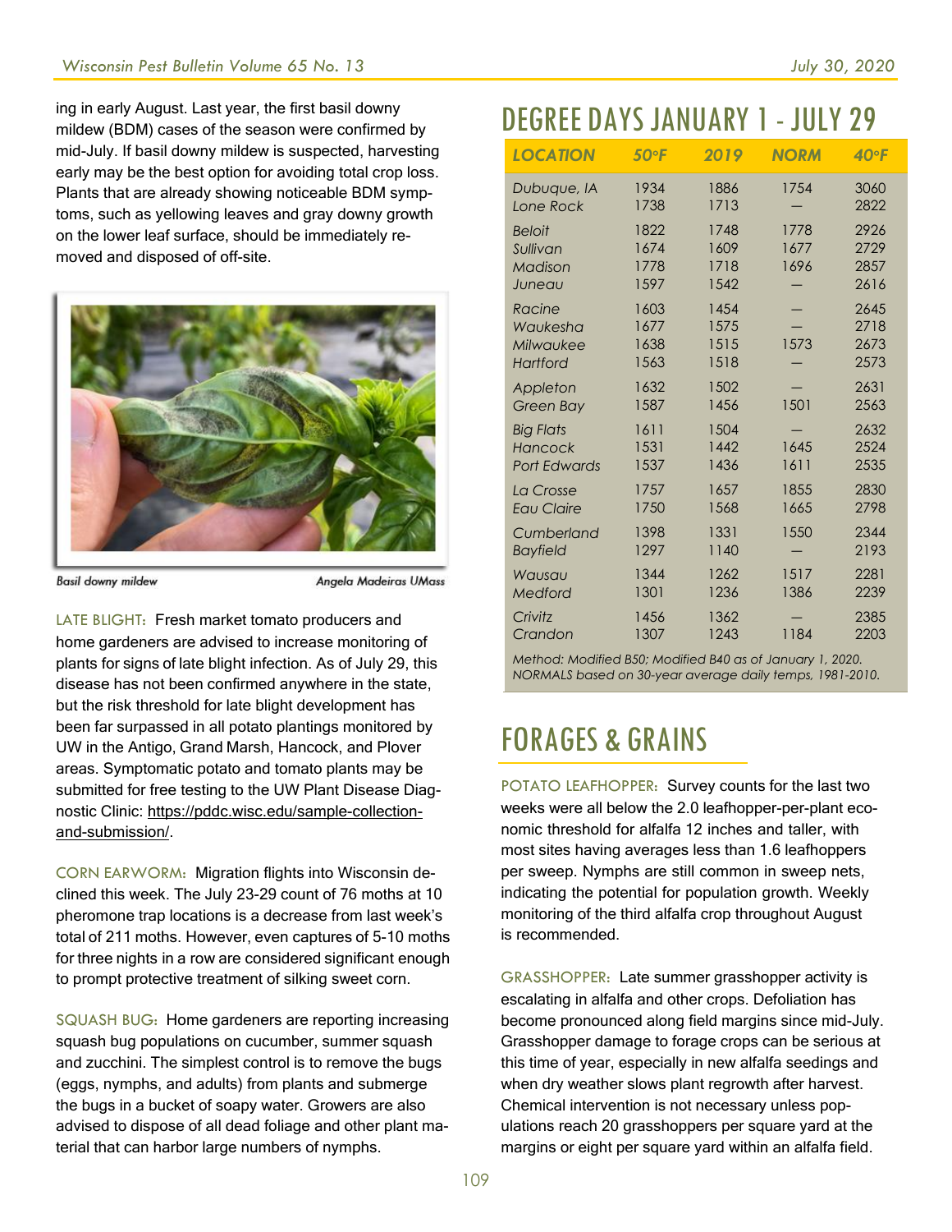ing in early August. Last year, the first basil downy mildew (BDM) cases of the season were confirmed by mid-July. If basil downy mildew is suspected, harvesting early may be the best option for avoiding total crop loss. Plants that are already showing noticeable BDM symptoms, such as yellowing leaves and gray downy growth on the lower leaf surface, should be immediately removed and disposed of off-site.

Basil downy mildew — Angela Madeiras UMass

LATE BLIGHT: Fresh market tomato producers and home gardeners are advised to increase monitoring of plants for signs of late blight infection. As of July 29, this disease has not been confirmed anywhere in the state, but the risk threshold for late blight development has been far surpassed in all potato plantings monitored by UW in the Antigo, Grand Marsh, Hancock, and Plover areas. Symptomatic potato and tomato plants may be submitted for free testing to the UW Plant Disease Diagnostic Clinic: https://pddc.wisc.edu/sample-collection-and-submission/.

CORN EARWORM: Migration flights into Wisconsin declined this week. The July 23-29 count of 76 moths at 10 pheromone trap locations is a decrease from last week's total of 211 moths. However, even captures of 5-10 moths for three nights in a row are considered significant enough to prompt protective treatment of silking sweet corn.

SQUASH BUG: Home gardeners are reporting increasing squash bug populations on cucumber, summer squash and zucchini. The simplest control is to remove the bugs (eggs, nymphs, and adults) from plants and submerge the bugs in a bucket of soapy water. Growers are also advised to dispose of all dead foliage and other plant material that can harbor large numbers of nymphs.

# DEGREE DAYS JANUARY 1 - JULY 29

| LOCATION | 50°F | 2019 | NORM | 40°F |
|---|---|---|---|---|
| Dubuque, IA | 1934 | 1886 | 1754 | 3060 |
| Lone Rock | 1738 | 1713 | — | 2822 |
| Beloit | 1822 | 1748 | 1778 | 2926 |
| Sullivan | 1674 | 1609 | 1677 | 2729 |
| Madison | 1778 | 1718 | 1696 | 2857 |
| Juneau | 1597 | 1542 | — | 2616 |
| Racine | 1603 | 1454 | — | 2645 |
| Waukesha | 1677 | 1575 | — | 2718 |
| Milwaukee | 1638 | 1515 | 1573 | 2673 |
| Hartford | 1563 | 1518 | — | 2573 |
| Appleton | 1632 | 1502 | — | 2631 |
| Green Bay | 1587 | 1456 | 1501 | 2563 |
| Big Flats | 1611 | 1504 | — | 2632 |
| Hancock | 1531 | 1442 | 1645 | 2524 |
| Port Edwards | 1537 | 1436 | 1611 | 2535 |
| La Crosse | 1757 | 1657 | 1855 | 2830 |
| Eau Claire | 1750 | 1568 | 1665 | 2798 |
| Cumberland | 1398 | 1331 | 1550 | 2344 |
| Bayfield | 1297 | 1140 | — | 2193 |
| Wausau | 1344 | 1262 | 1517 | 2281 |
| Medford | 1301 | 1236 | 1386 | 2239 |
| Crivitz | 1456 | 1362 | — | 2385 |
| Crandon | 1307 | 1243 | 1184 | 2203 |

*Method: Modified B50; Modified B40 as of January 1, 2020. NORMALS based on 30-year average daily temps, 1981-2010.*

# FORAGES & GRAINS

POTATO LEAFHOPPER: Survey counts for the last two weeks were all below the 2.0 leafhopper-per-plant economic threshold for alfalfa 12 inches and taller, with most sites having averages less than 1.6 leafhoppers per sweep. Nymphs are still common in sweep nets, indicating the potential for population growth. Weekly monitoring of the third alfalfa crop throughout August is recommended.

GRASSHOPPER: Late summer grasshopper activity is escalating in alfalfa and other crops. Defoliation has become pronounced along field margins since mid-July. Grasshopper damage to forage crops can be serious at this time of year, especially in new alfalfa seedings and when dry weather slows plant regrowth after harvest. Chemical intervention is not necessary unless populations reach 20 grasshoppers per square yard at the margins or eight per square yard within an alfalfa field.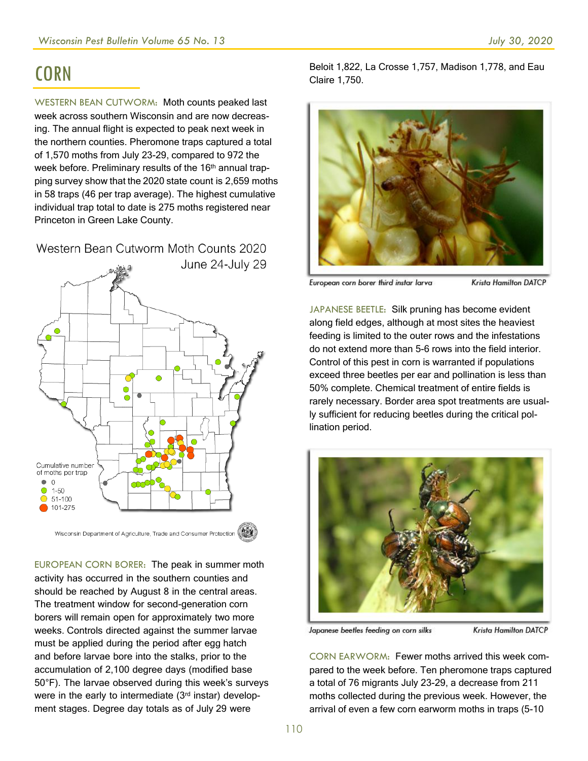# CORN

WESTERN BEAN CUTWORM: Moth counts peaked last week across southern Wisconsin and are now decreasing. The annual flight is expected to peak next week in the northern counties. Pheromone traps captured a total of 1,570 moths from July 23-29, compared to 972 the week before. Preliminary results of the 16th annual trapping survey show that the 2020 state count is 2,659 moths in 58 traps (46 per trap average). The highest cumulative individual trap total to date is 275 moths registered near Princeton in Green Lake County.

Western Bean Cutworm Moth Counts 2020
June 24-July 29

Cumulative number of moths per trap
- 0
- 1-50
- 51-100
- 101-275

Wisconsin Department of Agriculture, Trade and Consumer Protection

EUROPEAN CORN BORER: The peak in summer moth activity has occurred in the southern counties and should be reached by August 8 in the central areas. The treatment window for second-generation corn borers will remain open for approximately two more weeks. Controls directed against the summer larvae must be applied during the period after egg hatch and before larvae bore into the stalks, prior to the accumulation of 2,100 degree days (modified base 50°F). The larvae observed during this week's surveys were in the early to intermediate (3rd instar) development stages. Degree day totals as of July 29 were Beloit 1,822, La Crosse 1,757, Madison 1,778, and Eau Claire 1,750.

*European corn borer third instar larva* — *Krista Hamilton DATCP*

JAPANESE BEETLE: Silk pruning has become evident along field edges, although at most sites the heaviest feeding is limited to the outer rows and the infestations do not extend more than 5-6 rows into the field interior. Control of this pest in corn is warranted if populations exceed three beetles per ear and pollination is less than 50% complete. Chemical treatment of entire fields is rarely necessary. Border area spot treatments are usually sufficient for reducing beetles during the critical pollination period.

*Japanese beetles feeding on corn silks* — *Krista Hamilton DATCP*

CORN EARWORM: Fewer moths arrived this week compared to the week before. Ten pheromone traps captured a total of 76 migrants July 23-29, a decrease from 211 moths collected during the previous week. However, the arrival of even a few corn earworm moths in traps (5-10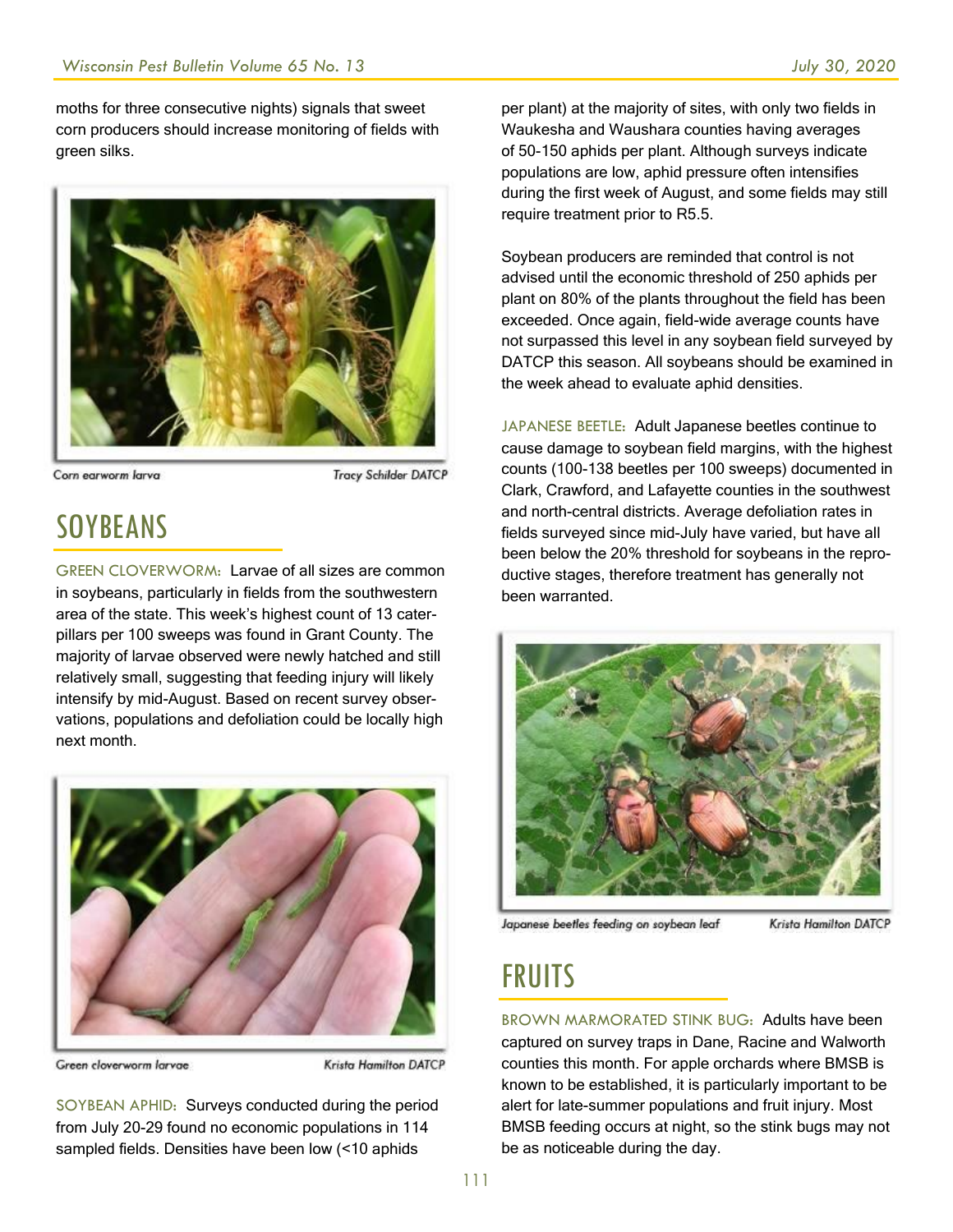moths for three consecutive nights) signals that sweet corn producers should increase monitoring of fields with green silks.

Corn earworm larva — Tracy Schilder DATCP

## SOYBEANS

GREEN CLOVERWORM: Larvae of all sizes are common in soybeans, particularly in fields from the southwestern area of the state. This week's highest count of 13 caterpillars per 100 sweeps was found in Grant County. The majority of larvae observed were newly hatched and still relatively small, suggesting that feeding injury will likely intensify by mid-August. Based on recent survey observations, populations and defoliation could be locally high next month.

Green cloverworm larvae — Krista Hamilton DATCP

SOYBEAN APHID: Surveys conducted during the period from July 20-29 found no economic populations in 114 sampled fields. Densities have been low (<10 aphids per plant) at the majority of sites, with only two fields in Waukesha and Waushara counties having averages of 50-150 aphids per plant. Although surveys indicate populations are low, aphid pressure often intensifies during the first week of August, and some fields may still require treatment prior to R5.5.

Soybean producers are reminded that control is not advised until the economic threshold of 250 aphids per plant on 80% of the plants throughout the field has been exceeded. Once again, field-wide average counts have not surpassed this level in any soybean field surveyed by DATCP this season. All soybeans should be examined in the week ahead to evaluate aphid densities.

JAPANESE BEETLE: Adult Japanese beetles continue to cause damage to soybean field margins, with the highest counts (100-138 beetles per 100 sweeps) documented in Clark, Crawford, and Lafayette counties in the southwest and north-central districts. Average defoliation rates in fields surveyed since mid-July have varied, but have all been below the 20% threshold for soybeans in the reproductive stages, therefore treatment has generally not been warranted.

Japanese beetles feeding on soybean leaf — Krista Hamilton DATCP

## FRUITS

BROWN MARMORATED STINK BUG: Adults have been captured on survey traps in Dane, Racine and Walworth counties this month. For apple orchards where BMSB is known to be established, it is particularly important to be alert for late-summer populations and fruit injury. Most BMSB feeding occurs at night, so the stink bugs may not be as noticeable during the day.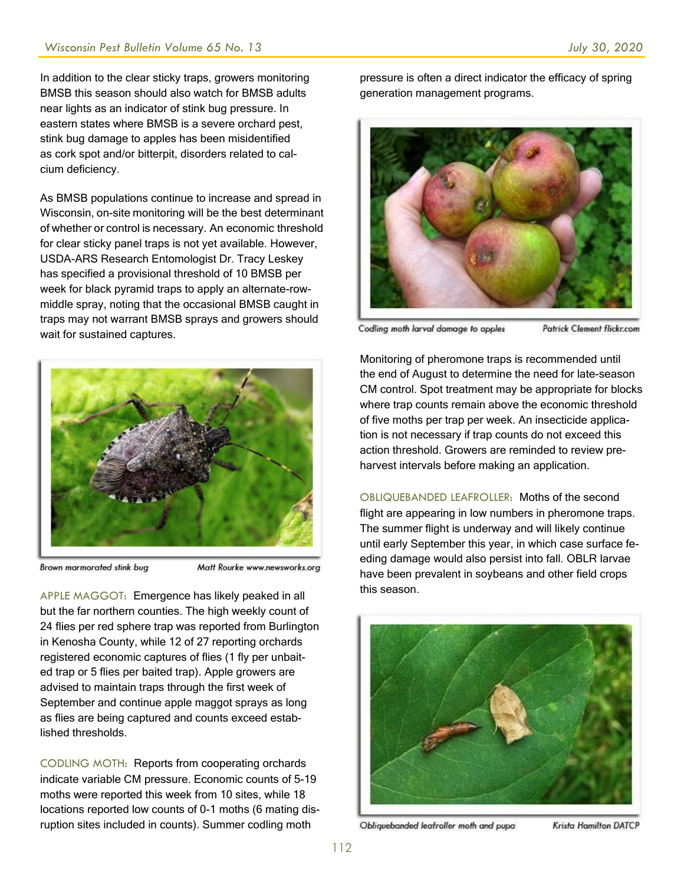In addition to the clear sticky traps, growers monitoring BMSB this season should also watch for BMSB adults near lights as an indicator of stink bug pressure. In eastern states where BMSB is a severe orchard pest, stink bug damage to apples has been misidentified as cork spot and/or bitterpit, disorders related to calcium deficiency.

As BMSB populations continue to increase and spread in Wisconsin, on-site monitoring will be the best determinant of whether or control is necessary. An economic threshold for clear sticky panel traps is not yet available. However, USDA-ARS Research Entomologist Dr. Tracy Leskey has specified a provisional threshold of 10 BMSB per week for black pyramid traps to apply an alternate-row-middle spray, noting that the occasional BMSB caught in traps may not warrant BMSB sprays and growers should wait for sustained captures.

Brown marmorated stink bug — Matt Rourke www.newsworks.org

APPLE MAGGOT: Emergence has likely peaked in all but the far northern counties. The high weekly count of 24 flies per red sphere trap was reported from Burlington in Kenosha County, while 12 of 27 reporting orchards registered economic captures of flies (1 fly per unbaited trap or 5 flies per baited trap). Apple growers are advised to maintain traps through the first week of September and continue apple maggot sprays as long as flies are being captured and counts exceed established thresholds.

CODLING MOTH: Reports from cooperating orchards indicate variable CM pressure. Economic counts of 5-19 moths were reported this week from 10 sites, while 18 locations reported low counts of 0-1 moths (6 mating disruption sites included in counts). Summer codling moth pressure is often a direct indicator the efficacy of spring generation management programs.

Codling moth larval damage to apples — Patrick Clement flickr.com

Monitoring of pheromone traps is recommended until the end of August to determine the need for late-season CM control. Spot treatment may be appropriate for blocks where trap counts remain above the economic threshold of five moths per trap per week. An insecticide application is not necessary if trap counts do not exceed this action threshold. Growers are reminded to review preharvest intervals before making an application.

OBLIQUEBANDED LEAFROLLER: Moths of the second flight are appearing in low numbers in pheromone traps. The summer flight is underway and will likely continue until early September this year, in which case surface feeding damage would also persist into fall. OBLR larvae have been prevalent in soybeans and other field crops this season.

Obliquebanded leafroller moth and pupa — Krista Hamilton DATCP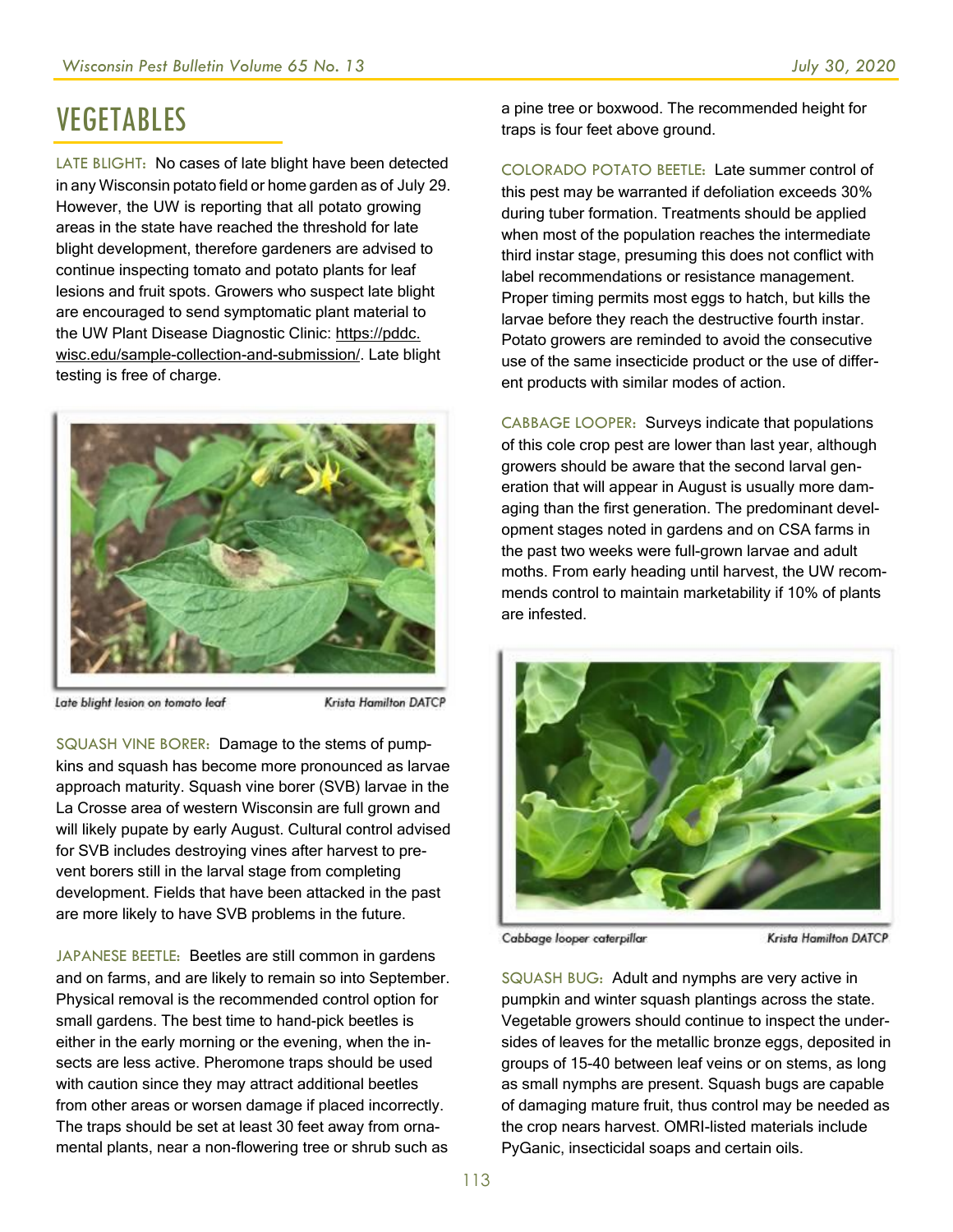# VEGETABLES

LATE BLIGHT: No cases of late blight have been detected in any Wisconsin potato field or home garden as of July 29. However, the UW is reporting that all potato growing areas in the state have reached the threshold for late blight development, therefore gardeners are advised to continue inspecting tomato and potato plants for leaf lesions and fruit spots. Growers who suspect late blight are encouraged to send symptomatic plant material to the UW Plant Disease Diagnostic Clinic: https://pddc.wisc.edu/sample-collection-and-submission/. Late blight testing is free of charge.

Late blight lesion on tomato leaf — Krista Hamilton DATCP

SQUASH VINE BORER: Damage to the stems of pumpkins and squash has become more pronounced as larvae approach maturity. Squash vine borer (SVB) larvae in the La Crosse area of western Wisconsin are full grown and will likely pupate by early August. Cultural control advised for SVB includes destroying vines after harvest to prevent borers still in the larval stage from completing development. Fields that have been attacked in the past are more likely to have SVB problems in the future.

JAPANESE BEETLE: Beetles are still common in gardens and on farms, and are likely to remain so into September. Physical removal is the recommended control option for small gardens. The best time to hand-pick beetles is either in the early morning or the evening, when the insects are less active. Pheromone traps should be used with caution since they may attract additional beetles from other areas or worsen damage if placed incorrectly. The traps should be set at least 30 feet away from ornamental plants, near a non-flowering tree or shrub such as a pine tree or boxwood. The recommended height for traps is four feet above ground.

COLORADO POTATO BEETLE: Late summer control of this pest may be warranted if defoliation exceeds 30% during tuber formation. Treatments should be applied when most of the population reaches the intermediate third instar stage, presuming this does not conflict with label recommendations or resistance management. Proper timing permits most eggs to hatch, but kills the larvae before they reach the destructive fourth instar. Potato growers are reminded to avoid the consecutive use of the same insecticide product or the use of different products with similar modes of action.

CABBAGE LOOPER: Surveys indicate that populations of this cole crop pest are lower than last year, although growers should be aware that the second larval generation that will appear in August is usually more damaging than the first generation. The predominant development stages noted in gardens and on CSA farms in the past two weeks were full-grown larvae and adult moths. From early heading until harvest, the UW recommends control to maintain marketability if 10% of plants are infested.

Cabbage looper caterpillar — Krista Hamilton DATCP

SQUASH BUG: Adult and nymphs are very active in pumpkin and winter squash plantings across the state. Vegetable growers should continue to inspect the undersides of leaves for the metallic bronze eggs, deposited in groups of 15-40 between leaf veins or on stems, as long as small nymphs are present. Squash bugs are capable of damaging mature fruit, thus control may be needed as the crop nears harvest. OMRI-listed materials include PyGanic, insecticidal soaps and certain oils.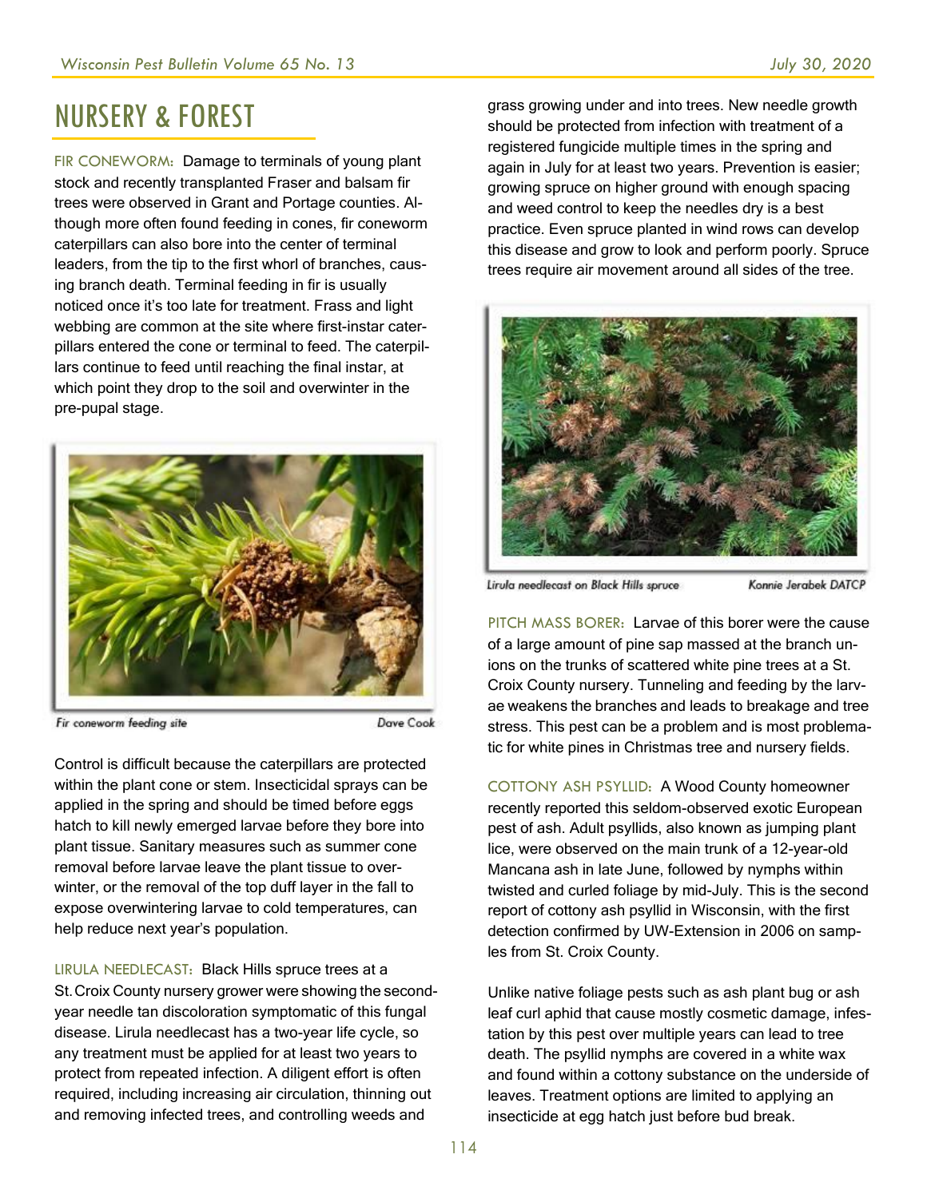# NURSERY & FOREST

FIR CONEWORM: Damage to terminals of young plant stock and recently transplanted Fraser and balsam fir trees were observed in Grant and Portage counties. Although more often found feeding in cones, fir coneworm caterpillars can also bore into the center of terminal leaders, from the tip to the first whorl of branches, causing branch death. Terminal feeding in fir is usually noticed once it's too late for treatment. Frass and light webbing are common at the site where first-instar caterpillars entered the cone or terminal to feed. The caterpillars continue to feed until reaching the final instar, at which point they drop to the soil and overwinter in the pre-pupal stage.

Fir coneworm feeding site — Dave Cook

Control is difficult because the caterpillars are protected within the plant cone or stem. Insecticidal sprays can be applied in the spring and should be timed before eggs hatch to kill newly emerged larvae before they bore into plant tissue. Sanitary measures such as summer cone removal before larvae leave the plant tissue to overwinter, or the removal of the top duff layer in the fall to expose overwintering larvae to cold temperatures, can help reduce next year's population.

LIRULA NEEDLECAST: Black Hills spruce trees at a St. Croix County nursery grower were showing the second-year needle tan discoloration symptomatic of this fungal disease. Lirula needlecast has a two-year life cycle, so any treatment must be applied for at least two years to protect from repeated infection. A diligent effort is often required, including increasing air circulation, thinning out and removing infected trees, and controlling weeds and grass growing under and into trees. New needle growth should be protected from infection with treatment of a registered fungicide multiple times in the spring and again in July for at least two years. Prevention is easier; growing spruce on higher ground with enough spacing and weed control to keep the needles dry is a best practice. Even spruce planted in wind rows can develop this disease and grow to look and perform poorly. Spruce trees require air movement around all sides of the tree.

Lirula needlecast on Black Hills spruce — Konnie Jerabek DATCP

PITCH MASS BORER: Larvae of this borer were the cause of a large amount of pine sap massed at the branch unions on the trunks of scattered white pine trees at a St. Croix County nursery. Tunneling and feeding by the larvae weakens the branches and leads to breakage and tree stress. This pest can be a problem and is most problematic for white pines in Christmas tree and nursery fields.

COTTONY ASH PSYLLID: A Wood County homeowner recently reported this seldom-observed exotic European pest of ash. Adult psyllids, also known as jumping plant lice, were observed on the main trunk of a 12-year-old Mancana ash in late June, followed by nymphs within twisted and curled foliage by mid-July. This is the second report of cottony ash psyllid in Wisconsin, with the first detection confirmed by UW-Extension in 2006 on samples from St. Croix County.

Unlike native foliage pests such as ash plant bug or ash leaf curl aphid that cause mostly cosmetic damage, infestation by this pest over multiple years can lead to tree death. The psyllid nymphs are covered in a white wax and found within a cottony substance on the underside of leaves. Treatment options are limited to applying an insecticide at egg hatch just before bud break.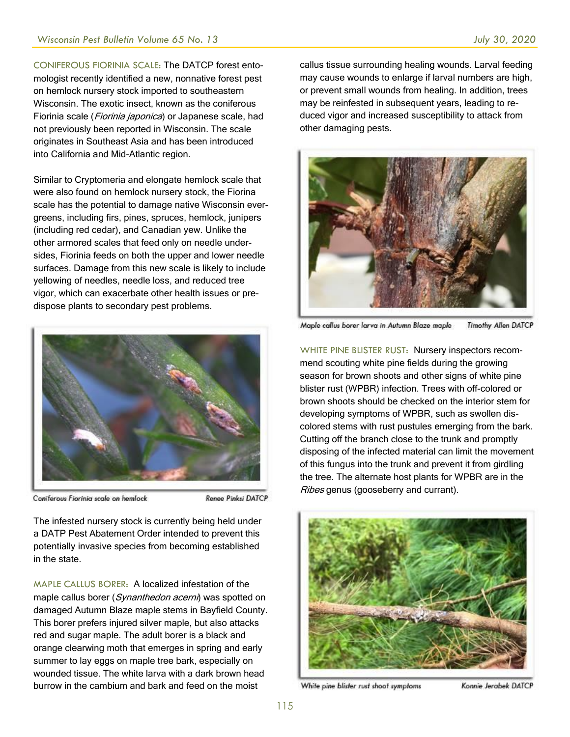CONIFEROUS FIORINIA SCALE: The DATCP forest entomologist recently identified a new, nonnative forest pest on hemlock nursery stock imported to southeastern Wisconsin. The exotic insect, known as the coniferous Fiorinia scale (*Fiorinia japonica*) or Japanese scale, had not previously been reported in Wisconsin. The scale originates in Southeast Asia and has been introduced into California and Mid-Atlantic region.

Similar to Cryptomeria and elongate hemlock scale that were also found on hemlock nursery stock, the Fiorina scale has the potential to damage native Wisconsin evergreens, including firs, pines, spruces, hemlock, junipers (including red cedar), and Canadian yew. Unlike the other armored scales that feed only on needle undersides, Fiorinia feeds on both the upper and lower needle surfaces. Damage from this new scale is likely to include yellowing of needles, needle loss, and reduced tree vigor, which can exacerbate other health issues or predispose plants to secondary pest problems.

Coniferous Fiorinia scale on hemlock — Renee Pinksi DATCP

The infested nursery stock is currently being held under a DATP Pest Abatement Order intended to prevent this potentially invasive species from becoming established in the state.

MAPLE CALLUS BORER: A localized infestation of the maple callus borer (*Synanthedon acerni*) was spotted on damaged Autumn Blaze maple stems in Bayfield County. This borer prefers injured silver maple, but also attacks red and sugar maple. The adult borer is a black and orange clearwing moth that emerges in spring and early summer to lay eggs on maple tree bark, especially on wounded tissue. The white larva with a dark brown head burrow in the cambium and bark and feed on the moist callus tissue surrounding healing wounds. Larval feeding may cause wounds to enlarge if larval numbers are high, or prevent small wounds from healing. In addition, trees may be reinfested in subsequent years, leading to reduced vigor and increased susceptibility to attack from other damaging pests.

Maple callus borer larva in Autumn Blaze maple — Timothy Allen DATCP

WHITE PINE BLISTER RUST: Nursery inspectors recommend scouting white pine fields during the growing season for brown shoots and other signs of white pine blister rust (WPBR) infection. Trees with off-colored or brown shoots should be checked on the interior stem for developing symptoms of WPBR, such as swollen discolored stems with rust pustules emerging from the bark. Cutting off the branch close to the trunk and promptly disposing of the infected material can limit the movement of this fungus into the trunk and prevent it from girdling the tree. The alternate host plants for WPBR are in the *Ribes* genus (gooseberry and currant).

White pine blister rust shoot symptoms — Konnie Jerabek DATCP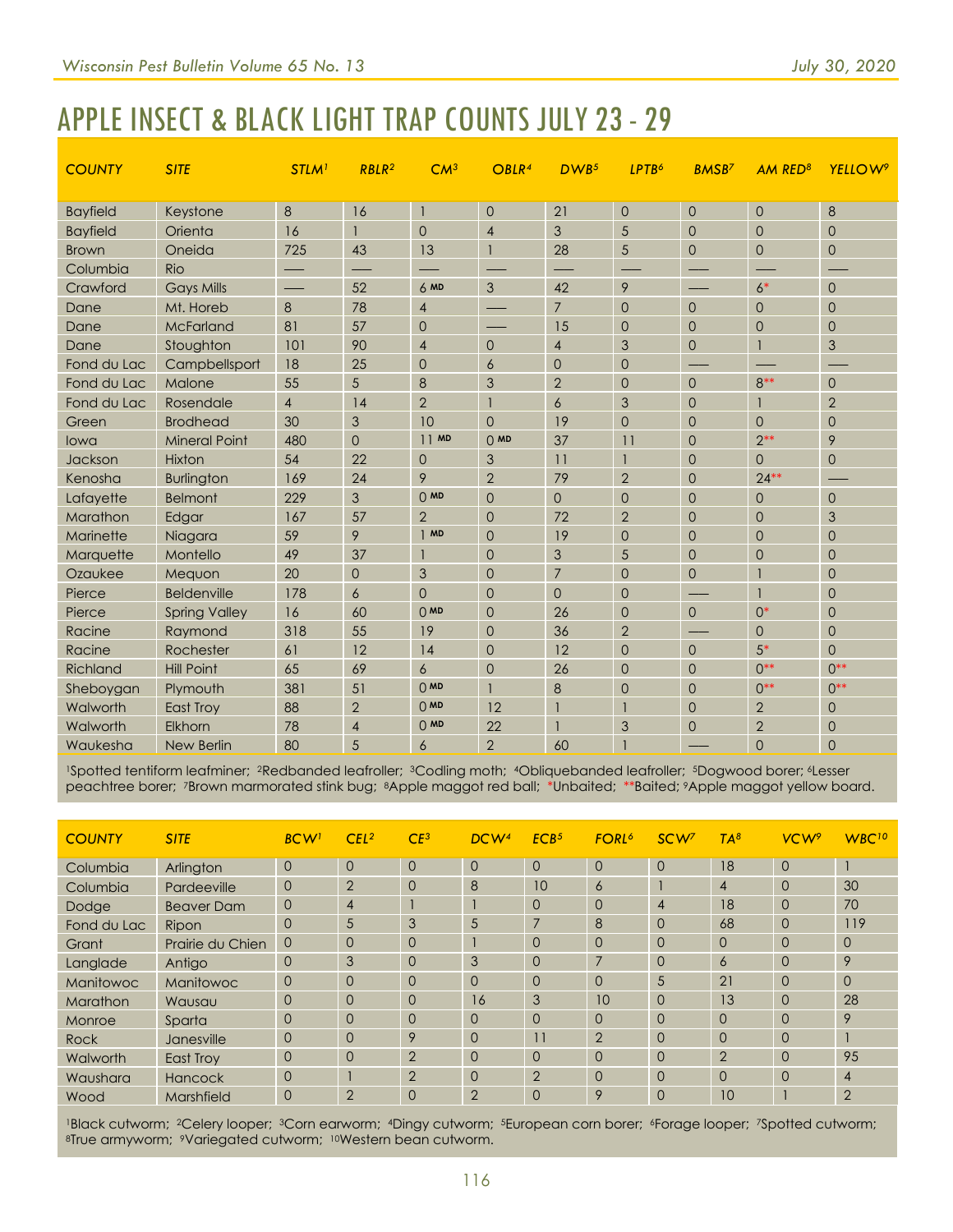# APPLE INSECT & BLACK LIGHT TRAP COUNTS JULY 23 - 29

| COUNTY | SITE | STLM[1] | RBLR[2] | CM[3] | OBLR[4] | DWB[5] | LPTB[6] | BMSB[7] | AM RED[8] | YELLOW[9] |
|---|---|---|---|---|---|---|---|---|---|---|
| Bayfield | Keystone | 8 | 16 | 1 | 0 | 21 | 0 | 0 | 0 | 8 |
| Bayfield | Orienta | 16 | 1 | 0 | 4 | 3 | 5 | 0 | 0 | 0 |
| Brown | Oneida | 725 | 43 | 13 | 1 | 28 | 5 | 0 | 0 | 0 |
| Columbia | Rio | — | — | — | — | — | — | — | — | — |
| Crawford | Gays Mills | — | 52 | 6 MD | 3 | 42 | 9 | — | 6* | 0 |
| Dane | Mt. Horeb | 8 | 78 | 4 | — | 7 | 0 | 0 | 0 | 0 |
| Dane | McFarland | 81 | 57 | 0 | — | 15 | 0 | 0 | 0 | 0 |
| Dane | Stoughton | 101 | 90 | 4 | 0 | 4 | 3 | 0 | 1 | 3 |
| Fond du Lac | Campbellsport | 18 | 25 | 0 | 6 | 0 | 0 | — | — | — |
| Fond du Lac | Malone | 55 | 5 | 8 | 3 | 2 | 0 | 0 | 8** | 0 |
| Fond du Lac | Rosendale | 4 | 14 | 2 | 1 | 6 | 3 | 0 | 1 | 2 |
| Green | Brodhead | 30 | 3 | 10 | 0 | 19 | 0 | 0 | 0 | 0 |
| Iowa | Mineral Point | 480 | 0 | 11 MD | 0 MD | 37 | 11 | 0 | 2** | 9 |
| Jackson | Hixton | 54 | 22 | 0 | 3 | 11 | 1 | 0 | 0 | 0 |
| Kenosha | Burlington | 169 | 24 | 9 | 2 | 79 | 2 | 0 | 24** | — |
| Lafayette | Belmont | 229 | 3 | 0 MD | 0 | 0 | 0 | 0 | 0 | 0 |
| Marathon | Edgar | 167 | 57 | 2 | 0 | 72 | 2 | 0 | 0 | 3 |
| Marinette | Niagara | 59 | 9 | 1 MD | 0 | 19 | 0 | 0 | 0 | 0 |
| Marquette | Montello | 49 | 37 | 1 | 0 | 3 | 5 | 0 | 0 | 0 |
| Ozaukee | Mequon | 20 | 0 | 3 | 0 | 7 | 0 | 0 | 1 | 0 |
| Pierce | Beldenville | 178 | 6 | 0 | 0 | 0 | 0 | — | 1 | 0 |
| Pierce | Spring Valley | 16 | 60 | 0 MD | 0 | 26 | 0 | 0 | 0* | 0 |
| Racine | Raymond | 318 | 55 | 19 | 0 | 36 | 2 | — | 0 | 0 |
| Racine | Rochester | 61 | 12 | 14 | 0 | 12 | 0 | 0 | 5* | 0 |
| Richland | Hill Point | 65 | 69 | 6 | 0 | 26 | 0 | 0 | 0** | 0** |
| Sheboygan | Plymouth | 381 | 51 | 0 MD | 1 | 8 | 0 | 0 | 0** | 0** |
| Walworth | East Troy | 88 | 2 | 0 MD | 12 | 1 | 1 | 0 | 2 | 0 |
| Walworth | Elkhorn | 78 | 4 | 0 MD | 22 | 1 | 3 | 0 | 2 | 0 |
| Waukesha | New Berlin | 80 | 5 | 6 | 2 | 60 | 1 | — | 0 | 0 |

[1]Spotted tentiform leafminer; [2]Redbanded leafroller; [3]Codling moth; [4]Obliquebanded leafroller; [5]Dogwood borer; [6]Lesser peachtree borer; [7]Brown marmorated stink bug; [8]Apple maggot red ball; *Unbaited; **Baited; [9]Apple maggot yellow board.

| COUNTY | SITE | BCW[1] | CEL[2] | CE[3] | DCW[4] | ECB[5] | FORL[6] | SCW[7] | TA[8] | VCW[9] | WBC[10] |
|---|---|---|---|---|---|---|---|---|---|---|---|
| Columbia | Arlington | 0 | 0 | 0 | 0 | 0 | 0 | 0 | 18 | 0 | 1 |
| Columbia | Pardeeville | 0 | 2 | 0 | 8 | 10 | 6 | 1 | 4 | 0 | 30 |
| Dodge | Beaver Dam | 0 | 4 | 1 | 1 | 0 | 0 | 4 | 18 | 0 | 70 |
| Fond du Lac | Ripon | 0 | 5 | 3 | 5 | 7 | 8 | 0 | 68 | 0 | 119 |
| Grant | Prairie du Chien | 0 | 0 | 0 | 1 | 0 | 0 | 0 | 0 | 0 | 0 |
| Langlade | Antigo | 0 | 3 | 0 | 3 | 0 | 7 | 0 | 6 | 0 | 9 |
| Manitowoc | Manitowoc | 0 | 0 | 0 | 0 | 0 | 0 | 5 | 21 | 0 | 0 |
| Marathon | Wausau | 0 | 0 | 0 | 16 | 3 | 10 | 0 | 13 | 0 | 28 |
| Monroe | Sparta | 0 | 0 | 0 | 0 | 0 | 0 | 0 | 0 | 0 | 9 |
| Rock | Janesville | 0 | 0 | 9 | 0 | 11 | 2 | 0 | 0 | 0 | 1 |
| Walworth | East Troy | 0 | 0 | 2 | 0 | 0 | 0 | 0 | 2 | 0 | 95 |
| Waushara | Hancock | 0 | 1 | 2 | 0 | 2 | 0 | 0 | 0 | 0 | 4 |
| Wood | Marshfield | 0 | 2 | 0 | 2 | 0 | 9 | 0 | 10 | 1 | 2 |

[1]Black cutworm; [2]Celery looper; [3]Corn earworm; [4]Dingy cutworm; [5]European corn borer; [6]Forage looper; [7]Spotted cutworm; [8]True armyworm; [9]Variegated cutworm; [10]Western bean cutworm.